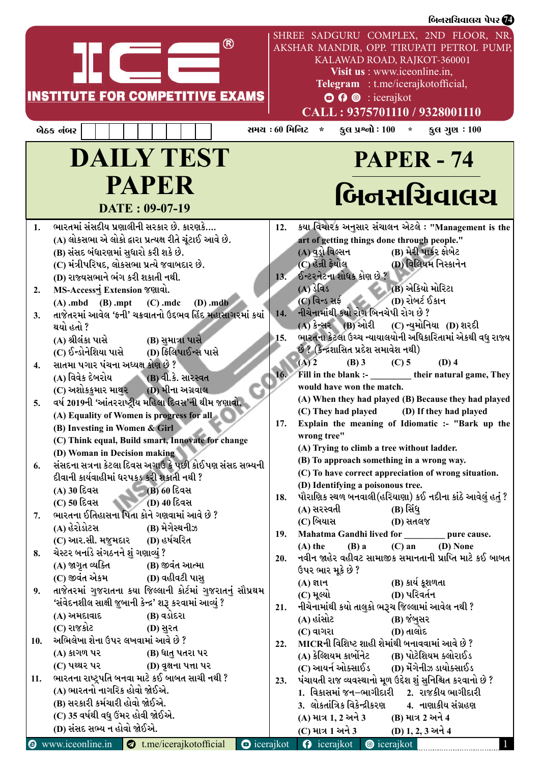ICE® INSTITUTE FOR COMPETITIVE EXAMS

SHREE SADGURU COMPLEX, 2ND FLOOR, NR. AKSHAR MANDIR, OPP. TIRUPATI PETROL PUMP, KALAWAD ROAD, RAJKOT-360001
**Visit us** : www.iceonline.in,
**Telegram** : t.me/icerajkotofficial,
: icerajkot
**CALL : 9375701110 / 9328001110**

બેઠક નંબર | સમય : 60 મિનિટ * કુલ પ્રશ્નો : 100 * કુલ ગુણ : 100

# DAILY TEST PAPER

**DATE : 09-07-19**

# PAPER - 74

# બિનસચિવાલય

1. ભારતમાં સંસદીય પ્રણાલીની સરકાર છે. કારણકે....
   (A) લોકસભા એ લોકો દ્વારા પ્રત્યક્ષ રીતે ચૂંટાઈ આવે છે.
   (B) સંસદ બંધારણમાં સુધારો કરી શકે છે.
   (C) મંત્રીપરિષદ, લોકસભા પ્રત્યે જવાબદાર છે.
   (D) રાજ્યસભાને ભંગ કરી શકાતી નથી.

2. MS-Accessનું Extension જણાવો.
   (A) .mbd (B) .mpt (C) .mdc (D) .mdb

3. તાજેતરમાં આવેલ 'ફની' ચક્રવાતનો ઉદ્‌ભવ હિંદ મહાસાગરમાં કયાં થયો હતો ?
   (A) શ્રીલંકા પાસે (B) સુમાત્રા પાસે
   (C) ઈન્ડોનેશિયા પાસે (D) ફિલિપાઈન્સ પાસે

4. સાતમા પગાર પંચના અધ્યક્ષ કોણ છે ?
   (A) વિવેક દેબરોય (B) વી.કે. સારસ્વત
   (C) અશોકકુમાર માથુર (D) મીના અગ્રવાલ

5. વર્ષ 2019ની 'આંતરરાષ્ટ્રીય મહિલા દિવસ'ની થીમ જણાવો.
   (A) Equality of Women is progress for all
   (B) Investing in Women & Girl
   (C) Think equal, Build smart, Innovate for change
   (D) Woman in Decision making

6. સંસદના સત્રના કેટલા દિવસ અગાઉ કે પછી કોઈપણ સંસદ સભ્યની દીવાની કાર્યવાહીમાં ધરપકડ કરી શકાતી નથી ?
   (A) 30 દિવસ (B) 60 દિવસ
   (C) 50 દિવસ (D) 40 દિવસ

7. ભારતના ઈતિહાસના પિતા કોને ગણવામાં આવે છે ?
   (A) હેરોડોટસ (B) મેગેસ્થનીઝ
   (C) આર.સી. મજુમદાર (D) હર્ષચરિત

8. ચેસ્ટર બર્નાડે સંગઠનને શું ગણાવ્યું ?
   (A) જાગૃત વ્યક્તિ (B) જીવંત આત્મા
   (C) જીવંત એકમ (D) વહીવટી પાસુ

9. તાજેતરમાં ગુજરાતના કયા જિલ્લાની કોર્ટમાં ગુજરાતનું સૌપ્રથમ 'સંવેદનશીલ સાક્ષી જુબાની કેન્દ્ર' શરૂ કરવામાં આવ્યું ?
   (A) અમદાવાદ (B) વડોદરા
   (C) રાજકોટ (D) સુરત

10. અભિલેખો શેના ઉપર લખવામાં આવે છે ?
    (A) કાગળ પર (B) ધાતુ પતરા પર
    (C) પથ્થર પર (D) વૃક્ષના પત્તા પર

11. ભારતના રાષ્ટ્રપતિ બનવા માટે કઈ બાબત સાચી નથી ?
    (A) ભારતનો નાગરિક હોવો જોઈએ.
    (B) સરકારી કર્મચારી હોવો જોઈએ.
    (C) 35 વર્ષથી વધુ ઉંમર હોવી જોઈએ.
    (D) સંસદ સભ્ય ન હોવો જોઈએ.

12. કયા વિચારક અનુસાર સંચાલન એટલે : "Management is the art of getting things done through people."
    (A) વુડ્રો વિલ્સન (B) મેરી પાર્કર ફોલેટ
    (C) હેન્રી ફેયોલ (D) વિલિયમ નિસ્કાનેન

13. ઈન્ટરનેટના શોધક કોણ છે ?
    (A) ડેવિડ (B) એકિયો મોરિટા
    (C) વિન્ડ સર્ફ (D) રોબર્ટ ઈકાન

14. નીચેનામાંથી કયો રોગ બિનચેપી રોગ છે ?
    (A) કેન્સર (B) ઓરી (C) ન્યુમોનિયા (D) શરદી

15. ભારતના કેટલા ઉચ્ચ ન્યાયાલયોની અધિકારિતામાં એકથી વધુ રાજ્ય છે ? (કેન્દ્રશાસિત પ્રદેશ સમાવેશ નથી)
    (A) 2 (B) 3 (C) 5 (D) 4

16. Fill in the blank :- ________ their natural game, They would have won the match.
    (A) When they had played (B) Because they had played
    (C) They had played (D) If they had played

17. Explain the meaning of Idiomatic :- "Bark up the wrong tree"
    (A) Trying to climb a tree without ladder.
    (B) To approach something in a wrong way.
    (C) To have correct appreciation of wrong situation.
    (D) Identifying a poisonous tree.

18. પૌરાણિક સ્થળ બનવાલી(હરિયાણા) કઈ નદીના કાંઠે આવેલું હતું ?
    (A) સરસ્વતી (B) સિંધુ
    (C) બિયાસ (D) સતલજ

19. Mahatma Gandhi lived for ________ pure cause.
    (A) the (B) a (C) an (D) None

20. નવીન જાહેર વહીવટ સામાજીક સમાનતાની પ્રાપ્તિ માટે કઈ બાબત ઉપર ભાર મૂકે છે ?
    (A) જ્ઞાન (B) કાર્ય કૂશળતા
    (C) મૂલ્યો (D) પરિવર્તન

21. નીચેનામાંથી કયો તાલુકો ભરૂચ જિલ્લામાં આવેલ નથી ?
    (A) હાંસોટ (B) જંબુસર
    (C) વાગરા (D) તાલોદ

22. MICRની વિશિષ્ટ શાહી શેમાંથી બનાવવામાં આવે છે ?
    (A) કેલ્શિયમ કાર્બોનેટ (B) પોટેશિયમ ક્લોરાઈડ
    (C) આયર્ન ઓક્સાઈડ (D) મેંગેનીઝ ડાયોક્સાઈડ

23. પંચાયતી રાજ વ્યવસ્થાનો મૂળ ઉદ્દેશ શું સુનિશ્ચિત કરવાનો છે ?
    1. વિકાસમાં જન–ભાગીદારી 2. રાજકીય ભાગીદારી
    3. લોકતાંત્રિક વિકેન્દ્રીકરણ 4. નાણાકીય સંગ્રહણ
    (A) માત્ર 1, 2 અને 3 (B) માત્ર 2 અને 4
    (C) માત્ર 1 અને 3 (D) 1, 2, 3 અને 4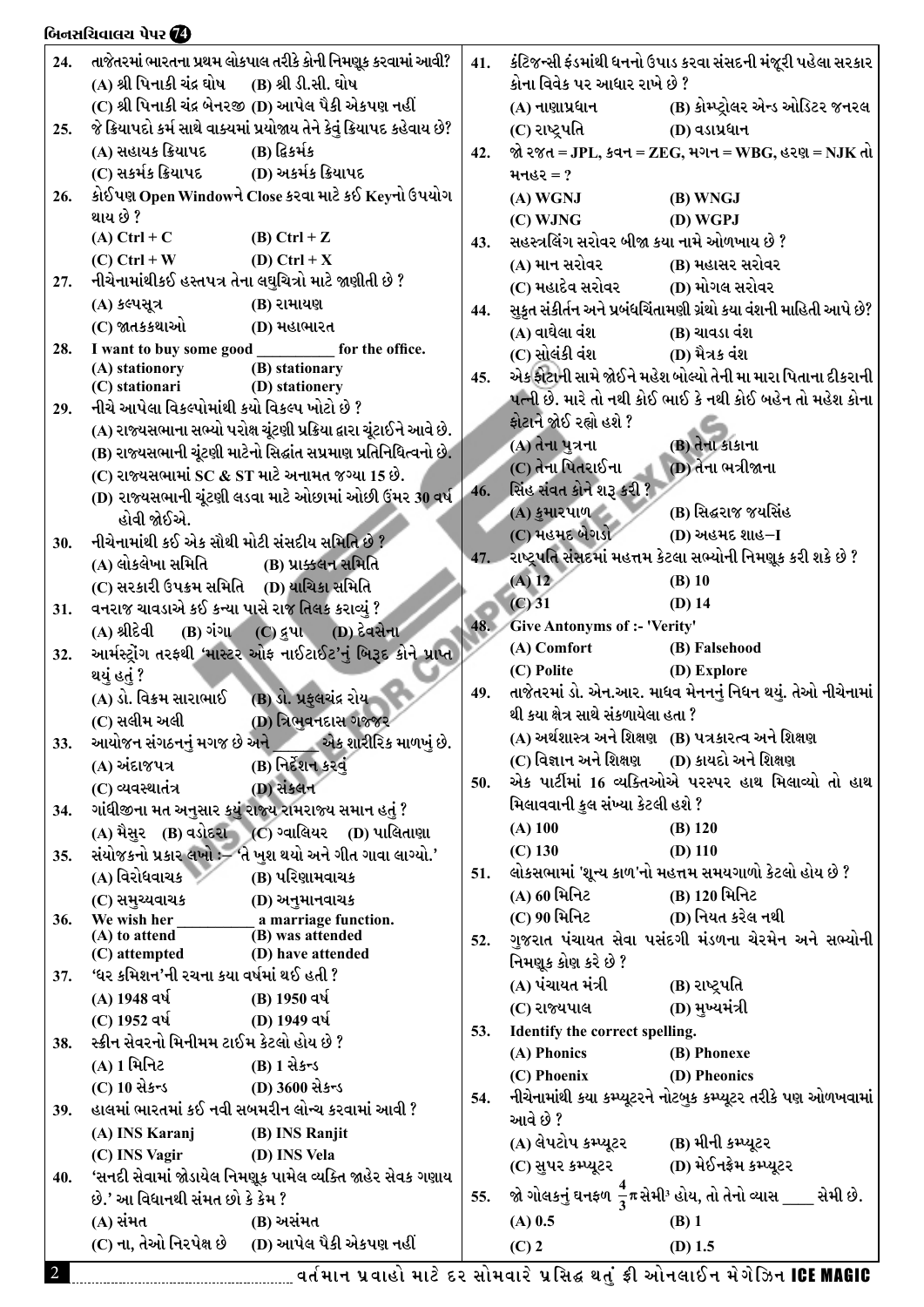24. તાજેતરમાં ભારતના પ્રથમ લોકપાલ તરીકે કોની નિમણૂક કરવામાં આવી?
(A) શ્રી પિનાકી ચંદ્ર ઘોષ (B) શ્રી ડી.સી. ઘોષ
(C) શ્રી પિનાકી ચંદ્ર બેનરજી (D) આપેલ પૈકી એકપણ નહીં

25. જે ક્રિયાપદો કર્મ સાથે વાક્યમાં પ્રયોજાય તેને કેવું ક્રિયાપદ કહેવાય છે?
(A) સહાયક ક્રિયાપદ (B) દ્વિકર્મક
(C) સકર્મક ક્રિયાપદ (D) અકર્મક ક્રિયાપદ

26. કોઈપણ Open Windowને Close કરવા માટે કઈ Keyનો ઉપયોગ થાય છે ?
(A) Ctrl + C (B) Ctrl + Z
(C) Ctrl + W (D) Ctrl + X

27. નીચેનામાંથીકઈ હસ્તપત્ર તેના લઘુચિત્રો માટે જાણીતી છે ?
(A) કલ્પસૂત્ર (B) રામાયણ
(C) જાતકકથાઓ (D) મહાભારત

28. I want to buy some good __________ for the office.
(A) stationory (B) stationary
(C) stationari (D) stationery

29. નીચે આપેલા વિકલ્પોમાંથી કયો વિકલ્પ ખોટો છે ?
(A) રાજ્યસભાના સભ્યો પરોક્ષ ચૂંટણી પ્રક્રિયા દ્વારા ચૂંટાઈને આવે છે.
(B) રાજ્યસભાની ચૂંટણી માટેનો સિદ્ધાંત સપ્રમાણ પ્રતિનિધિત્વનો છે.
(C) રાજ્યસભામાં SC & ST માટે અનામત જગ્યા 15 છે.
(D) રાજ્યસભાની ચૂંટણી લડવા માટે ઓછામાં ઓછી ઉંમર 30 વર્ષ હોવી જોઈએ.

30. નીચેનામાંથી કઈ એક સૌથી મોટી સંસદીય સમિતિ છે ?
(A) લોકલેખા સમિતિ (B) પ્રાક્કલન સમિતિ
(C) સરકારી ઉપક્રમ સમિતિ (D) યાચિકા સમિતિ

31. વનરાજ ચાવડાએ કઈ કન્યા પાસે રાજ તિલક કરાવ્યું ?
(A) શ્રીદેવી (B) ગંગા (C) દ્રુપા (D) દેવસેના

32. આર્મસ્ટ્રોંગ તરફથી 'માસ્ટર ઓફ નાઈટાઈટ'નું બિરૂદ કોને પ્રાપ્ત થયું હતું ?
(A) ડૉ. વિક્રમ સારાભાઈ (B) ડૉ. પ્રફુલચંદ્ર રોય
(C) સલીમ અલી (D) ત્રિભુવનદાસ ગજ્જર

33. આયોજન સંગઠનનું મગજ છે અને ______ એક શારીરિક માળખું છે.
(A) અંદાજપત્ર (B) નિર્દેશન કરવું
(C) વ્યવસ્થાતંત્ર (D) સંકલન

34. ગાંધીજીના મત અનુસાર કયું રાજ્ય રામરાજ્ય સમાન હતું ?
(A) મૈસુર (B) વડોદરા (C) ગ્વાલિયર (D) પાલિતાણા

35. સંયોજકનો પ્રકાર લખો :– 'તે ખુશ થયો અને ગીત ગાવા લાગ્યો.'
(A) વિરોધવાચક (B) પરિણામવાચક
(C) સમુચ્ચવાચક (D) અનુમાનવાચક

36. We wish her __________ a marriage function.
(A) to attend (B) was attended
(C) attempted (D) have attended

37. 'ધર કમિશન'ની રચના કયા વર્ષમાં થઈ હતી ?
(A) 1948 વર્ષ (B) 1950 વર્ષ
(C) 1952 વર્ષ (D) 1949 વર્ષ

38. સ્ક્રીન સેવરનો મિનીમમ ટાઈમ કેટલો હોય છે ?
(A) 1 મિનિટ (B) 1 સેકન્ડ
(C) 10 સેકન્ડ (D) 3600 સેકન્ડ

39. હાલમાં ભારતમાં કઈ નવી સબમરીન લોન્ચ કરવામાં આવી ?
(A) INS Karanj (B) INS Ranjit
(C) INS Vagir (D) INS Vela

40. 'સનદી સેવામાં જોડાયેલ નિમણૂક પામેલ વ્યક્તિ જાહેર સેવક ગણાય છે.' આ વિધાનથી સંમત છો કે કેમ ?
(A) સંમત (B) અસંમત
(C) ના, તેઓ નિરપેક્ષ છે (D) આપેલ પૈકી એકપણ નહીં

41. કંટિજન્સી ફંડમાંથી ધનનો ઉપાડ કરવા સંસદની મંજૂરી પહેલા સરકાર કોના વિવેક પર આધાર રાખે છે ?
(A) નાણાપ્રધાન (B) કોમ્પ્ટ્રોલર એન્ડ ઓડિટર જનરલ
(C) રાષ્ટ્રપતિ (D) વડાપ્રધાન

42. જો રજત = JPL, કવન = ZEG, મગન = WBG, હરણ = NJK તો મનહર = ?
(A) WGNJ (B) WNGJ
(C) WJNG (D) WGPJ

43. સહસ્ત્રલિંગ સરોવર બીજા કયા નામે ઓળખાય છે ?
(A) માન સરોવર (B) મહાસર સરોવર
(C) મહાદેવ સરોવર (D) મોગલ સરોવર

44. સુકૃત સંકીર્તન અને પ્રબંધચિંતામણી ગ્રંથો કયા વંશની માહિતી આપે છે?
(A) વાઘેલા વંશ (B) ચાવડા વંશ
(C) સોલંકી વંશ (D) મૈત્રક વંશ

45. એક ફોટાની સામે જોઈને મહેશ બોલ્યો તેની મા મારા પિતાના દીકરાની પત્ની છે. મારે તો નથી કોઈ ભાઈ કે નથી કોઈ બહેન તો મહેશ કોના ફોટાને જોઈ રહ્યો હશે ?
(A) તેના પુત્રના (B) તેના કાકાના
(C) તેના પિતરાઈના (D) તેના ભત્રીજાના

46. સિંહ સંવત કોને શરૂ કરી ?
(A) કુમારપાળ (B) સિદ્ધરાજ જયસિંહ
(C) મહમદ બેગડો (D) અહમદ શાહ–I

47. રાષ્ટ્રપતિ સંસદમાં મહત્તમ કેટલા સભ્યોની નિમણૂક કરી શકે છે ?
(A) 12 (B) 10
(C) 31 (D) 14

48. Give Antonyms of :- 'Verity'
(A) Comfort (B) Falsehood
(C) Polite (D) Explore

49. તાજેતરમાં ડૉ. એન.આર. માધવ મેનનનું નિધન થયું. તેઓ નીચેનામાં થી કયા ક્ષેત્ર સાથે સંકળાયેલા હતા ?
(A) અર્થશાસ્ત્ર અને શિક્ષણ (B) પત્રકારત્વ અને શિક્ષણ
(C) વિજ્ઞાન અને શિક્ષણ (D) કાયદો અને શિક્ષણ

50. એક પાર્ટીમાં 16 વ્યક્તિઓએ પરસ્પર હાથ મિલાવ્યો તો હાથ મિલાવવાની કુલ સંખ્યા કેટલી હશે ?
(A) 100 (B) 120
(C) 130 (D) 110

51. લોકસભામાં 'શૂન્ય કાળ'નો મહત્તમ સમયગાળો કેટલો હોય છે ?
(A) 60 મિનિટ (B) 120 મિનિટ
(C) 90 મિનિટ (D) નિયત કરેલ નથી

52. ગુજરાત પંચાયત સેવા પસંદગી મંડળના ચેરમેન અને સભ્યોની નિમણૂક કોણ કરે છે ?
(A) પંચાયત મંત્રી (B) રાષ્ટ્રપતિ
(C) રાજ્યપાલ (D) મુખ્યમંત્રી

53. Identify the correct spelling.
(A) Phonics (B) Phonexe
(C) Phoenix (D) Pheonics

54. નીચેનામાંથી કયા કમ્પ્યૂટરને નોટબુક કમ્પ્યૂટર તરીકે પણ ઓળખવામાં આવે છે ?
(A) લેપટોપ કમ્પ્યૂટર (B) મીની કમ્પ્યૂટર
(C) સુપર કમ્પ્યૂટર (D) મેઈનફ્રેમ કમ્પ્યૂટર

55. જો ગોળકનું ઘનફળ $\frac{4}{3}\pi$ સેમી$^3$ હોય, તો તેનો વ્યાસ ____ સેમી છે.
(A) 0.5 (B) 1
(C) 2 (D) 1.5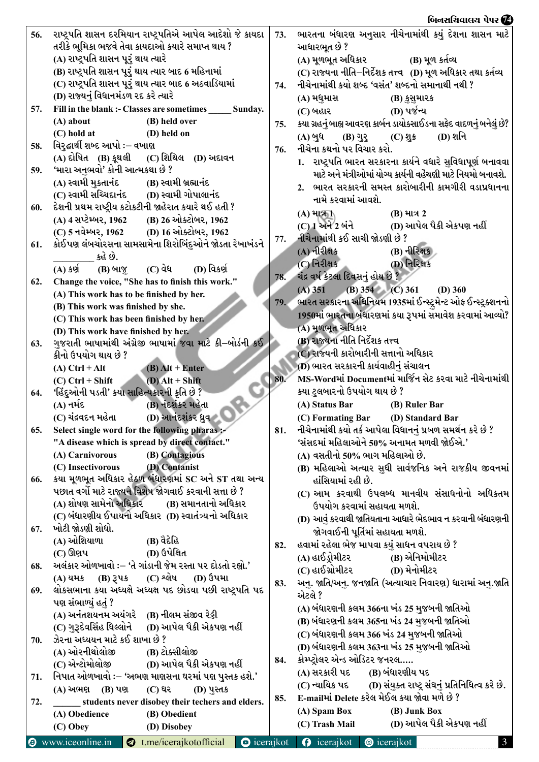56. રાષ્ટ્રપતિ શાસન દરમિયાન રાષ્ટ્રપતિએ આપેલ આદેશો જે કાયદા તરીકે ભૂમિકા ભજવે તેવા કાયદાઓ ક્યારે સમાપ્ત થાય ?
(A) રાષ્ટ્રપતિ શાસન પૂરું થાય ત્યારે
(B) રાષ્ટ્રપતિ શાસન પૂરું થાય ત્યાર બાદ 6 મહિનામાં
(C) રાષ્ટ્રપતિ શાસન પૂરું થાય ત્યાર બાદ 6 અઠવાડિયામાં
(D) રાજ્યનું વિધાનમંડળ રદ કરે ત્યારે

57. Fill in the blank :- Classes are sometimes _____ Sunday.
(A) about (B) held over
(C) hold at (D) held on

58. વિરુદ્ધાર્થી શબ્દ આપો :– વખાણ
(A) દોષિત (B) કૂથલી (C) શિથિલ (D) અદાવન

59. 'મારા અનુભવો' કોની આત્મકથા છે ?
(A) સ્વામી મુક્તાનંદ (B) સ્વામી બ્રહ્માનંદ
(C) સ્વામી સચ્ચિદાનંદ (D) સ્વામી ગોપાલાનંદ

60. દેશની પ્રથમ રાષ્ટ્રીય કટોકટીની જાહેરાત ક્યારે થઈ હતી ?
(A) 4 સપ્ટેમ્બર, 1962 (B) 26 ઓક્ટોબર, 1962
(C) 5 નવેમ્બર, 1962 (D) 16 ઓક્ટોબર, 1962

61. કોઈપણ લંબચોરસના સામસામેના શિરોબિંદુઓને જોડતા રેખાખંડને _________ કહે છે.
(A) કર્ણ (B) બાજુ (C) વેધ (D) વિકર્ણ

62. Change the voice, "She has to finish this work."
(A) This work has to be finished by her.
(B) This work was finished by she.
(C) This work has been finished by her.
(D) This work have finished by her.

63. ગુજરાતી ભાષામાંથી અંગ્રેજી ભાષામાં જવા માટે કી–બોર્ડની કઈ કીનો ઉપયોગ થાય છે ?
(A) Ctrl + Alt (B) Alt + Enter
(C) Ctrl + Shift (D) Alt + Shift

64. 'હિંદુઓની પડતી' કયા સાહિત્યકારની કૃતિ છે ?
(A) નર્મદ (B) નંદશંકર મહેતા
(C) ચંદ્રવદન મહેતા (D) આનંદશંકર ધ્રુવ

65. Select single word for the following pharas :-
"A disease which is spread by direct contact."
(A) Carnivorous (B) Contagious
(C) Insectivorous (D) Contanist

66. કયા મૂળભૂત અધિકાર હેઠળ બંધારણમાં SC અને ST તથા અન્ય પછાત વર્ગો માટે રાજ્યને વિશેષ જોગવાઈ કરવાની સત્તા છે ?
(A) શોષણ સામેનો અધિકાર (B) સમાનતાનો અધિકાર
(C) બંધારણીય ઈપાયનો અધિકાર (D) સ્વાતંત્ર્યનો અધિકાર

67. ખોટી જોડણી શોધો.
(A) ઓશિયાળા (B) વૈદેહિ
(C) ઊણપ (D) ઉપેક્ષિત

68. અલંકાર ઓળખાવો :– 'તે ગાંડાની જેમ રસ્તા પર દોડતો રહ્યો.'
(A) યમક (B) રૂપક (C) શ્લેષ (D) ઉપમા

69. લોકસભાના કયા અધ્યક્ષે અધ્યક્ષ પદ છોડ્યા પછી રાષ્ટ્રપતિ પદ પણ સંભાળ્યું હતું ?
(A) અનંતશયનમ અયંગરે (B) નીલમ સંજીવ રેડ્ડી
(C) ગુરુદેવસિંહ ધિલ્લોને (D) આપેલ પૈકી એકપણ નહીં

70. ઝેરના અધ્યયન માટે કઈ શાખા છે ?
(A) ઓરનીથોલોજી (B) ટોક્સીલોજી
(C) એન્ટોમોલોજી (D) આપેલ પૈકી એકપણ નહીં

71. નિપાત ઓળખાવો :– 'અભણ માણસના ઘરમાં પણ પુસ્તક હશે.'
(A) અભણ (B) પણ (C) ઘર (D) પુસ્તક

72. ______ students never disobey their techers and elders.
(A) Obedience (B) Obedient
(C) Obey (D) Disobey

73. ભારતના બંધારણ અનુસાર નીચેનામાંથી કયું દેશના શાસન માટે આધારભૂત છે ?
(A) મૂળભૂત અધિકાર (B) મૂળ કર્તવ્ય
(C) રાજ્યના નીતિ–નિર્દેશક તત્ત્વ (D) મૂળ અધિકાર તથા કર્તવ્ય

74. નીચેનામાંથી કયો શબ્દ 'વસંત' શબ્દનો સમાનાર્થી નથી ?
(A) મધુમાસ (B) કુસુમાકર
(C) બહાર (D) પર્જન્ય

75. કયા ગ્રહનું બાહ્ય આવરણ કાર્બન ડાયોક્સાઈડના સફેદ વાદળનું બનેલું છે?
(A) બુધ (B) ગુરુ (C) શુક્ર (D) શનિ

76. નીચેના કથનો પર વિચાર કરો.
1. રાષ્ટ્રપતિ ભારત સરકારના કાર્યને વધારે સુવિધાપૂર્ણ બનાવવા માટે અને મંત્રીઓમાં યોગ્ય કાર્યની વહેંચણી માટે નિયમો બનાવશે.
2. ભારત સરકારની સમસ્ત કારોબારીની કામગીરી વડાપ્રધાનના નામે કરવામાં આવશે.
(A) માત્ર 1 (B) માત્ર 2
(C) 1 અને 2 બંને (D) આપેલ પૈકી એકપણ નહીં

77. નીચેનામાંથી કઈ સાચી જોડણી છે ?
(A) નીરીક્ષક (B) નીરિક્ષક
(C) નિરીક્ષક (D) નિરિક્ષક

78. ચંદ્ર વર્ષ કેટલા દિવસનું હોય છે ?
(A) 351 (B) 354 (C) 361 (D) 360

79. ભારત સરકારના અધિનિયમ 1935માં ઈન્સ્ટ્રુમેન્ટ ઓફ ઈન્સ્ટ્રક્શનનો 1950માં ભારતના બંધારણમાં કયા રૂપમાં સમાવેશ કરવામાં આવ્યો?
(A) મૂળભૂત અધિકાર
(B) રાજ્યના નીતિ નિર્દેશક તત્ત્વ
(C) રાજ્યની કારોબારીની સત્તાનો અધિકાર
(D) ભારત સરકારની કાર્યવાહીનું સંચાલન

80. MS-Wordમાં Documentમાં માર્જિન સેટ કરવા માટે નીચેનામાંથી કયા ટુલબારનો ઉપયોગ થાય છે ?
(A) Status Bar (B) Ruler Bar
(C) Formating Bar (D) Standard Bar

81. નીચેનામાંથી કયો તર્ક આપેલા વિધાનનું પ્રબળ સમર્થન કરે છે ?
'સંસદમાં મહિલાઓને 50% અનામત મળવી જોઈએ.'
(A) વસતીનો 50% ભાગ મહિલાઓ છે.
(B) મહિલાઓ અત્યાર સુધી સાર્વજનિક અને રાજકીય જીવનમાં હાંસિયામાં રહી છે.
(C) આમ કરવાથી ઉપલબ્ધ માનવીય સંસાધનોનો અધિકતમ ઉપયોગ કરવામાં સહાયતા મળશે.
(D) આવું કરવાથી જાતિયતાના આધારે ભેદભાવ ન કરવાની બંધારણની જોગવાઈની પૂર્તિમાં સહાયતા મળશે.

82. હવામાં રહેલા ભેજ માપવા કયું સાધન વપરાય છે ?
(A) હાઈડ્રોમીટર (B) એનિમોમીટર
(C) હાઈગ્રોમીટર (D) મેનોમીટર

83. અનુ. જાતિ/અનુ. જનજાતિ (અત્યાચાર નિવારણ) ધારામાં અનુ.જાતિ એટલે ?
(A) બંધારણની કલમ 366ના ખંડ 25 મુજબની જાતિઓ
(B) બંધારણની કલમ 365ના ખંડ 24 મુજબની જાતિઓ
(C) બંધારણની કલમ 366 ખંડ 24 મુજબની જાતિઓ
(D) બંધારણની કલમ 363ના ખંડ 25 મુજબની જાતિઓ

84. કોમ્પ્ટ્રોલર એન્ડ ઓડિટર જનરલ.....
(A) સરકારી પદ (B) બંધારણીય પદ
(C) ન્યાયિક પદ (D) સંયુક્ત રાષ્ટ્ર સંઘનું પ્રતિનિધિત્વ કરે છે.

85. E-mailમાં Delete કરેલ મેઈલ કયા જોવા મળે છે ?
(A) Spam Box (B) Junk Box
(C) Trash Mail (D) આપેલ પૈકી એકપણ નહીં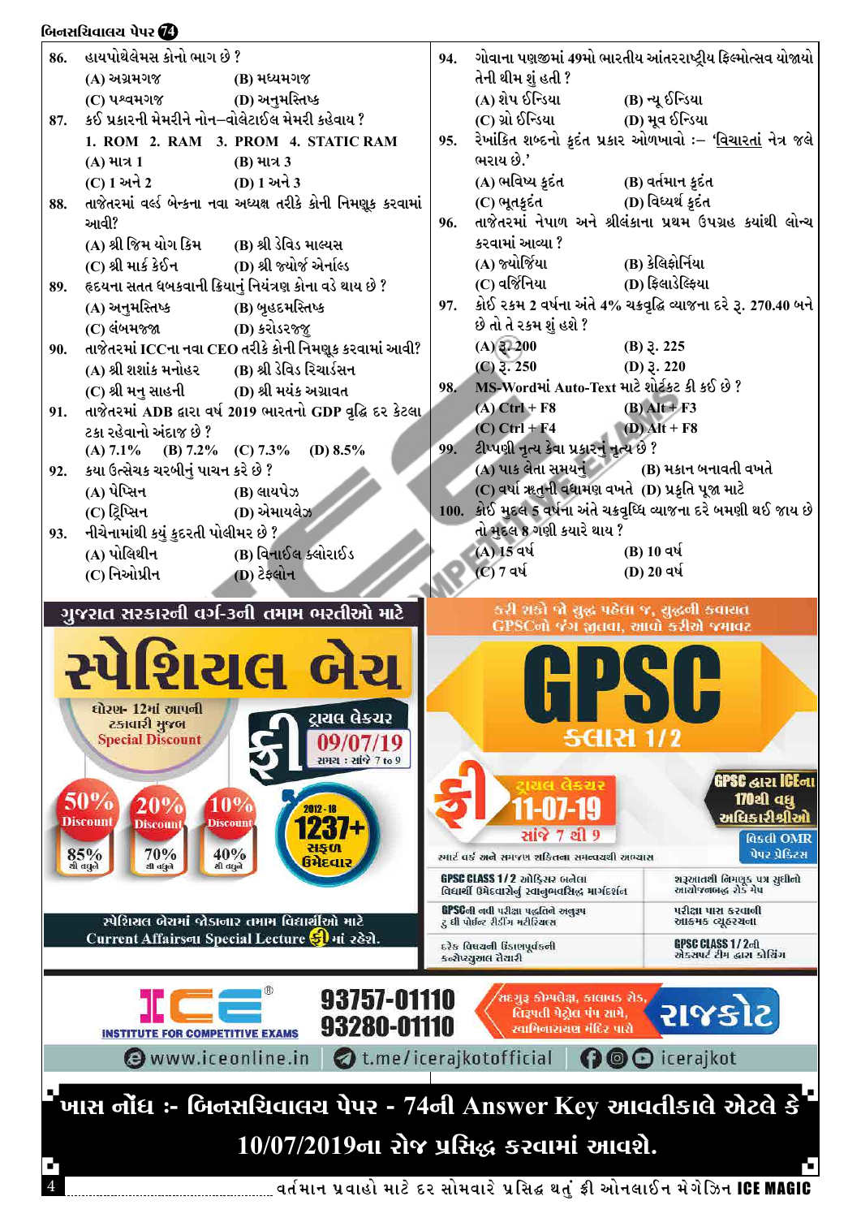**86.** હાયપોથેલેમસ કોનો ભાગ છે ?
(A) અગ્રમગજ (B) મધ્યમગજ
(C) પશ્વમગજ (D) અનુમસ્તિષ્ક

**87.** કઈ પ્રકારની મેમરીને નોન–વોલેટાઈલ મેમરી કહેવાય ?
1. ROM 2. RAM 3. PROM 4. STATIC RAM
(A) માત્ર 1 (B) માત્ર 3
(C) 1 અને 2 (D) 1 અને 3

**88.** તાજેતરમાં વર્લ્ડ બેન્કના નવા અધ્યક્ષ તરીકે કોની નિમણૂક કરવામાં આવી?
(A) શ્રી જિમ યોગ કિમ (B) શ્રી ડેવિડ માલ્પસ
(C) શ્રી માર્ક કેઈન (D) શ્રી જ્યોર્જ એર્નાલ્ડ

**89.** હૃદયના સતત ધબકવાની ક્રિયાનું નિયંત્રણ કોના વડે થાય છે ?
(A) અનુમસ્તિષ્ક (B) બૃહદમસ્તિષ્ક
(C) લંબમજ્જા (D) કરોડરજ્જુ

**90.** તાજેતરમાં ICCના નવા CEO તરીકે કોની નિમણૂક કરવામાં આવી?
(A) શ્રી શશાંક મનોહર (B) શ્રી ડેવિડ રિચાર્ડસન
(C) શ્રી મનુ સાહની (D) શ્રી મયંક અગ્રવાત

**91.** તાજેતરમાં ADB દ્વારા વર્ષ 2019 ભારતનો GDP વૃદ્ધિ દર કેટલા ટકા રહેવાનો અંદાજ છે ?
(A) 7.1% (B) 7.2% (C) 7.3% (D) 8.5%

**92.** કયા ઉત્સેચક ચરબીનું પાચન કરે છે ?
(A) પેપ્સિન (B) લાયપેઝ
(C) ટ્રિપ્સિન (D) એમાયલેઝ

**93.** નીચેનામાંથી કયું કુદરતી પોલીમર છે ?
(A) પોલિથીન (B) વિનાઈલ ક્લોરાઈડ
(C) નિઓપ્રીન (D) ટેફ્લોન

**94.** ગોવાના પણજીમાં 49મો ભારતીય આંતરરાષ્ટ્રીય ફિલ્મોત્સવ યોજાયો તેની થીમ શું હતી ?
(A) શેપ ઈન્ડિયા (B) ન્યૂ ઈન્ડિયા
(C) ગ્રો ઈન્ડિયા (D) મૂવ ઈન્ડિયા

**95.** રેખાંકિત શબ્દનો કૃદંત પ્રકાર ઓળખાવો :– '<u>વિચારતાં</u> નેત્ર જલે ભરાય છે.'
(A) ભવિષ્ય કૃદંત (B) વર્તમાન કૃદંત
(C) ભૂતકૃદંત (D) વિધ્યર્થ કૃદંત

**96.** તાજેતરમાં નેપાળ અને શ્રીલંકાના પ્રથમ ઉપગ્રહ ક્યાંથી લોન્ચ કરવામાં આવ્યા ?
(A) જ્યોર્જિયા (B) કેલિફોર્નિયા
(C) વર્જિનિયા (D) ફિલાડેલ્ફિયા

**97.** કોઈ રકમ 2 વર્ષના અંતે 4% ચક્રવૃદ્ધિ વ્યાજના દરે રૂ. 270.40 બને છે તો તે રકમ શું હશે ?
(A) રૂ. 200 (B) રૂ. 225
(C) રૂ. 250 (D) રૂ. 220

**98.** MS-Wordમાં Auto-Text માટે શોર્ટકટ કી કઈ છે ?
(A) Ctrl + F8 (B) Alt + F3
(C) Ctrl + F4 (D) Alt + F8

**99.** ટીપ્પણી નૃત્ય કેવા પ્રકારનું નૃત્ય છે ?
(A) પાક લેતા સમયનું (B) મકાન બનાવતી વખતે
(C) વર્ષા ઋતુની વધામણ વખતે (D) પ્રકૃતિ પૂજા માટે

**100.** કોઈ મુદ્દલ 5 વર્ષના અંતે ચક્રવૃદ્ધિ વ્યાજના દરે બમણી થઈ જાય છે તો મુદ્દલ 8 ગણી ક્યારે થાય ?
(A) 15 વર્ષ (B) 10 વર્ષ
(C) 7 વર્ષ (D) 20 વર્ષ

**ગુજરાત સરકારની વર્ગ-3ની તમામ ભરતીઓ માટે**

# સ્પેશિયલ બેચ

ધોરણ- 12માં આપની ટકાવારી મુજબ Special Discount

ફ્રી ટ્રાયલ લેક્ચર 09/07/19 સમય : સાંજે 7 to 9

50% Discount – 85% થી વધુને
20% Discount – 70% થી વધુને
10% Discount – 40% થી વધુને

2012 - 18 1237+ સફળ ઉમેદવાર

સ્પેશિયલ બેચમાં જોડાનાર તમામ વિદ્યાર્થીઓ માટે Current Affairsના Special Lecture ફ્રીમાં રહેશે.

કરી શકો જો યુદ્ધ પહેલા જ, યુદ્ધની કવાયત GPSCનો જંગ જીતવા, આવો કરીએ જમાવટ

# GPSC ક્લાસ 1/2

ફ્રી ટ્રાયલ લેક્ચર 11-07-19 સાંજે 7 થી 9

GPSC દ્વારા ICEના 170થી વધુ અધિકારીશ્રીઓ

વિકલી OMR પેપર પ્રેક્ટિસ

સ્માર્ટ વર્ક અને સમજણ શક્તિના સમન્વયથી અભ્યાસ

- GPSC CLASS 1/2 ઓફિસર બનેલા વિદ્યાર્થી ઉમેદવારોનું સ્વાનુભવસિદ્ધ માર્ગદર્શન
- શરૂઆતથી નિમણૂક પત્ર સુધીનો આયોજનબદ્ધ રોડ મેપ
- GPSCની નવી પરીક્ષા પદ્ધતિને અનુરૂપ ટુ ધી પોઈન્ટ રીડીંગ મટીરિયલ્સ
- પરીક્ષા પાસ કરવાની આક્રમક વ્યૂહરચના
- દરેક વિષયની ઉંડાણપૂર્વકની કન્સેપ્ચ્યુઅલ તૈયારી
- GPSC CLASS 1/2ની એક્સપર્ટ ટીમ દ્વારા કોચિંગ

ICE INSTITUTE FOR COMPETITIVE EXAMS 93757-01110 93280-01110
સદ્દગુરુ કોમ્પલેક્ષ, કાલાવડ રોડ, ત્રિરૂપતી પેટ્રોલ પંપ સામે, સ્વામિનારાયણ મંદિર પાસે **રાજકોટ**

www.iceonline.in | t.me/icerajkotofficial | icerajkot

**ખાસ નોંધ :- બિનસચિવાલય પેપર - 74ની Answer Key આવતીકાલે એટલે કે 10/07/2019ના રોજ પ્રસિદ્ધ કરવામાં આવશે.**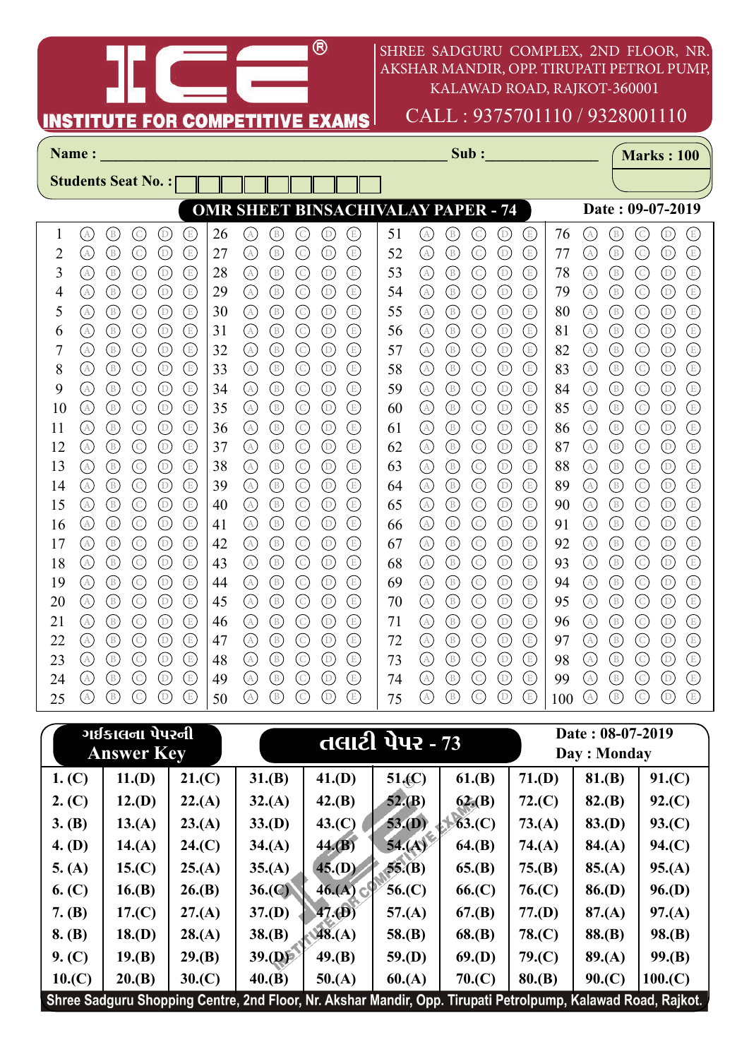# ICE®

**INSTITUTE FOR COMPETITIVE EXAMS**

SHREE SADGURU COMPLEX, 2ND FLOOR, NR. AKSHAR MANDIR, OPP. TIRUPATI PETROL PUMP, KALAWAD ROAD, RAJKOT-360001

CALL : 9375701110 / 9328001110

**Name :** ______________________ **Sub :** ____________ **Marks : 100**

**Students Seat No. :** ☐☐☐☐☐☐☐☐☐☐☐☐

## OMR SHEET BINSACHIVALAY PAPER - 74

**Date : 09-07-2019**

| | | | |
|---|---|---|---|
| 1 (A) (B) (C) (D) (E) | 26 (A) (B) (C) (D) (E) | 51 (A) (B) (C) (D) (E) | 76 (A) (B) (C) (D) (E) |
| 2 (A) (B) (C) (D) (E) | 27 (A) (B) (C) (D) (E) | 52 (A) (B) (C) (D) (E) | 77 (A) (B) (C) (D) (E) |
| 3 (A) (B) (C) (D) (E) | 28 (A) (B) (C) (D) (E) | 53 (A) (B) (C) (D) (E) | 78 (A) (B) (C) (D) (E) |
| 4 (A) (B) (C) (D) (E) | 29 (A) (B) (C) (D) (E) | 54 (A) (B) (C) (D) (E) | 79 (A) (B) (C) (D) (E) |
| 5 (A) (B) (C) (D) (E) | 30 (A) (B) (C) (D) (E) | 55 (A) (B) (C) (D) (E) | 80 (A) (B) (C) (D) (E) |
| 6 (A) (B) (C) (D) (E) | 31 (A) (B) (C) (D) (E) | 56 (A) (B) (C) (D) (E) | 81 (A) (B) (C) (D) (E) |
| 7 (A) (B) (C) (D) (E) | 32 (A) (B) (C) (D) (E) | 57 (A) (B) (C) (D) (E) | 82 (A) (B) (C) (D) (E) |
| 8 (A) (B) (C) (D) (E) | 33 (A) (B) (C) (D) (E) | 58 (A) (B) (C) (D) (E) | 83 (A) (B) (C) (D) (E) |
| 9 (A) (B) (C) (D) (E) | 34 (A) (B) (C) (D) (E) | 59 (A) (B) (C) (D) (E) | 84 (A) (B) (C) (D) (E) |
| 10 (A) (B) (C) (D) (E) | 35 (A) (B) (C) (D) (E) | 60 (A) (B) (C) (D) (E) | 85 (A) (B) (C) (D) (E) |
| 11 (A) (B) (C) (D) (E) | 36 (A) (B) (C) (D) (E) | 61 (A) (B) (C) (D) (E) | 86 (A) (B) (C) (D) (E) |
| 12 (A) (B) (C) (D) (E) | 37 (A) (B) (C) (D) (E) | 62 (A) (B) (C) (D) (E) | 87 (A) (B) (C) (D) (E) |
| 13 (A) (B) (C) (D) (E) | 38 (A) (B) (C) (D) (E) | 63 (A) (B) (C) (D) (E) | 88 (A) (B) (C) (D) (E) |
| 14 (A) (B) (C) (D) (E) | 39 (A) (B) (C) (D) (E) | 64 (A) (B) (C) (D) (E) | 89 (A) (B) (C) (D) (E) |
| 15 (A) (B) (C) (D) (E) | 40 (A) (B) (C) (D) (E) | 65 (A) (B) (C) (D) (E) | 90 (A) (B) (C) (D) (E) |
| 16 (A) (B) (C) (D) (E) | 41 (A) (B) (C) (D) (E) | 66 (A) (B) (C) (D) (E) | 91 (A) (B) (C) (D) (E) |
| 17 (A) (B) (C) (D) (E) | 42 (A) (B) (C) (D) (E) | 67 (A) (B) (C) (D) (E) | 92 (A) (B) (C) (D) (E) |
| 18 (A) (B) (C) (D) (E) | 43 (A) (B) (C) (D) (E) | 68 (A) (B) (C) (D) (E) | 93 (A) (B) (C) (D) (E) |
| 19 (A) (B) (C) (D) (E) | 44 (A) (B) (C) (D) (E) | 69 (A) (B) (C) (D) (E) | 94 (A) (B) (C) (D) (E) |
| 20 (A) (B) (C) (D) (E) | 45 (A) (B) (C) (D) (E) | 70 (A) (B) (C) (D) (E) | 95 (A) (B) (C) (D) (E) |
| 21 (A) (B) (C) (D) (E) | 46 (A) (B) (C) (D) (E) | 71 (A) (B) (C) (D) (E) | 96 (A) (B) (C) (D) (E) |
| 22 (A) (B) (C) (D) (E) | 47 (A) (B) (C) (D) (E) | 72 (A) (B) (C) (D) (E) | 97 (A) (B) (C) (D) (E) |
| 23 (A) (B) (C) (D) (E) | 48 (A) (B) (C) (D) (E) | 73 (A) (B) (C) (D) (E) | 98 (A) (B) (C) (D) (E) |
| 24 (A) (B) (C) (D) (E) | 49 (A) (B) (C) (D) (E) | 74 (A) (B) (C) (D) (E) | 99 (A) (B) (C) (D) (E) |
| 25 (A) (B) (C) (D) (E) | 50 (A) (B) (C) (D) (E) | 75 (A) (B) (C) (D) (E) | 100 (A) (B) (C) (D) (E) |

## ગઈકાલના પેપરની Answer Key — તલાટી પેપર - 73

**Date : 08-07-2019**
**Day : Monday**

| | | | | | | | | | |
|---|---|---|---|---|---|---|---|---|---|
| 1. (C) | 11.(D) | 21.(C) | 31.(B) | 41.(D) | 51.(C) | 61.(B) | 71.(D) | 81.(B) | 91.(C) |
| 2. (C) | 12.(D) | 22.(A) | 32.(A) | 42.(B) | 52.(B) | 62.(B) | 72.(C) | 82.(B) | 92.(C) |
| 3. (B) | 13.(A) | 23.(A) | 33.(D) | 43.(C) | 53.(D) | 63.(C) | 73.(A) | 83.(D) | 93.(C) |
| 4. (D) | 14.(A) | 24.(C) | 34.(A) | 44.(B) | 54.(A) | 64.(B) | 74.(A) | 84.(A) | 94.(C) |
| 5. (A) | 15.(C) | 25.(A) | 35.(A) | 45.(D) | 55.(B) | 65.(B) | 75.(B) | 85.(A) | 95.(A) |
| 6. (C) | 16.(B) | 26.(B) | 36.(C) | 46.(A) | 56.(C) | 66.(C) | 76.(C) | 86.(D) | 96.(D) |
| 7. (B) | 17.(C) | 27.(A) | 37.(D) | 47.(D) | 57.(A) | 67.(B) | 77.(D) | 87.(A) | 97.(A) |
| 8. (B) | 18.(D) | 28.(A) | 38.(B) | 48.(A) | 58.(B) | 68.(B) | 78.(C) | 88.(B) | 98.(B) |
| 9. (C) | 19.(B) | 29.(B) | 39.(D) | 49.(B) | 59.(D) | 69.(D) | 79.(C) | 89.(A) | 99.(B) |
| 10.(C) | 20.(B) | 30.(C) | 40.(B) | 50.(A) | 60.(A) | 70.(C) | 80.(B) | 90.(C) | 100.(C) |

Shree Sadguru Shopping Centre, 2nd Floor, Nr. Akshar Mandir, Opp. Tirupati Petrolpump, Kalawad Road, Rajkot.